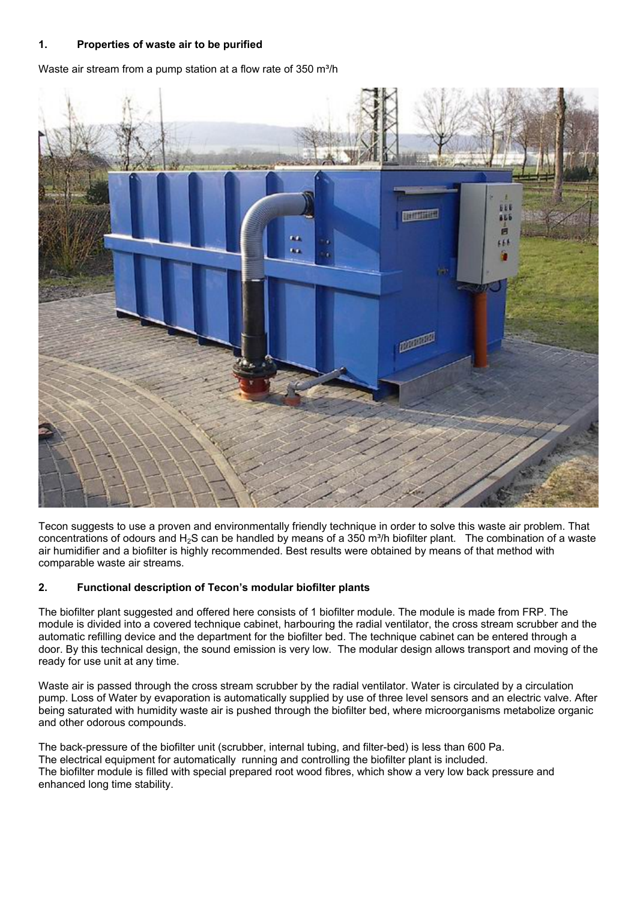## 1. Properties of waste air to be purified

Waste air stream from a pump station at a flow rate of 350 m³/h

Tecon suggests to use a proven and environmentally friendly technique in order to solve this waste air problem. That concentrations of odours and $H_2S$ can be handled by means of a 350 m³/h biofilter plant. The combination of a waste air humidifier and a biofilter is highly recommended. Best results were obtained by means of that method with comparable waste air streams.

## 2. Functional description of Tecon's modular biofilter plants

The biofilter plant suggested and offered here consists of 1 biofilter module. The module is made from FRP. The module is divided into a covered technique cabinet, harbouring the radial ventilator, the cross stream scrubber and the automatic refilling device and the department for the biofilter bed. The technique cabinet can be entered through a door. By this technical design, the sound emission is very low. The modular design allows transport and moving of the ready for use unit at any time.

Waste air is passed through the cross stream scrubber by the radial ventilator. Water is circulated by a circulation pump. Loss of Water by evaporation is automatically supplied by use of three level sensors and an electric valve. After being saturated with humidity waste air is pushed through the biofilter bed, where microorganisms metabolize organic and other odorous compounds.

The back-pressure of the biofilter unit (scrubber, internal tubing, and filter-bed) is less than 600 Pa.
The electrical equipment for automatically running and controlling the biofilter plant is included.
The biofilter module is filled with special prepared root wood fibres, which show a very low back pressure and enhanced long time stability.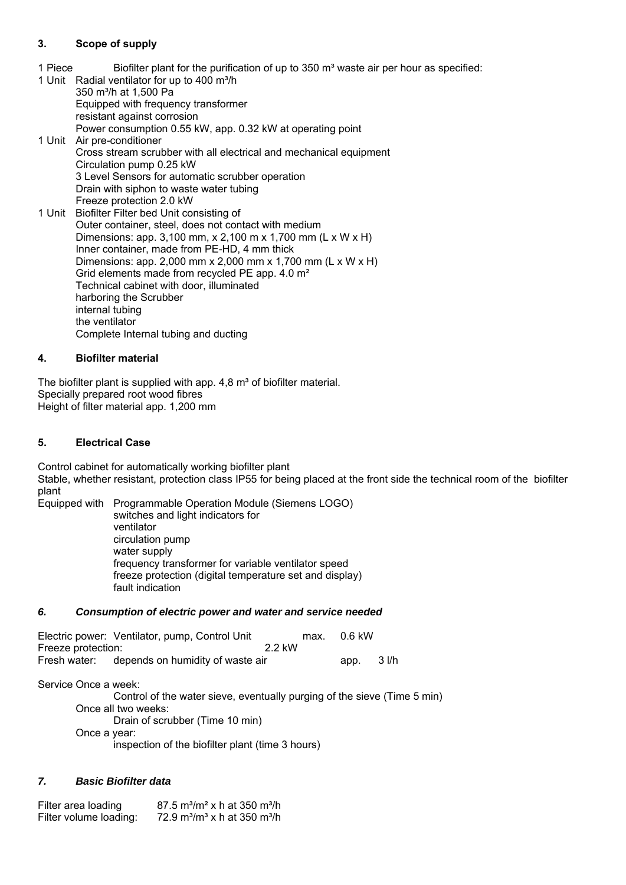## 3. Scope of supply

1 Piece Biofilter plant for the purification of up to 350 m³ waste air per hour as specified:

1 Unit Radial ventilator for up to 400 m³/h
350 m³/h at 1,500 Pa
Equipped with frequency transformer
resistant against corrosion
Power consumption 0.55 kW, app. 0.32 kW at operating point

1 Unit Air pre-conditioner
Cross stream scrubber with all electrical and mechanical equipment
Circulation pump 0.25 kW
3 Level Sensors for automatic scrubber operation
Drain with siphon to waste water tubing
Freeze protection 2.0 kW

1 Unit Biofilter Filter bed Unit consisting of
Outer container, steel, does not contact with medium
Dimensions: app. 3,100 mm, x 2,100 m x 1,700 mm (L x W x H)
Inner container, made from PE-HD, 4 mm thick
Dimensions: app. 2,000 mm x 2,000 mm x 1,700 mm (L x W x H)
Grid elements made from recycled PE app. 4.0 m²
Technical cabinet with door, illuminated
harboring the Scrubber
internal tubing
the ventilator
Complete Internal tubing and ducting

## 4. Biofilter material

The biofilter plant is supplied with app. 4,8 m³ of biofilter material.
Specially prepared root wood fibres
Height of filter material app. 1,200 mm

## 5. Electrical Case

Control cabinet for automatically working biofilter plant
Stable, whether resistant, protection class IP55 for being placed at the front side the technical room of the biofilter plant

Equipped with Programmable Operation Module (Siemens LOGO)
switches and light indicators for
ventilator
circulation pump
water supply
frequency transformer for variable ventilator speed
freeze protection (digital temperature set and display)
fault indication

## *6. Consumption of electric power and water and service needed*

Electric power: Ventilator, pump, Control Unit max. 0.6 kW
Freeze protection: 2.2 kW
Fresh water: depends on humidity of waste air app. 3 l/h

Service Once a week:
Control of the water sieve, eventually purging of the sieve (Time 5 min)
Once all two weeks:
Drain of scrubber (Time 10 min)
Once a year:
inspection of the biofilter plant (time 3 hours)

## *7. Basic Biofilter data*

Filter area loading 87.5 m³/m² x h at 350 m³/h
Filter volume loading: 72.9 m³/m³ x h at 350 m³/h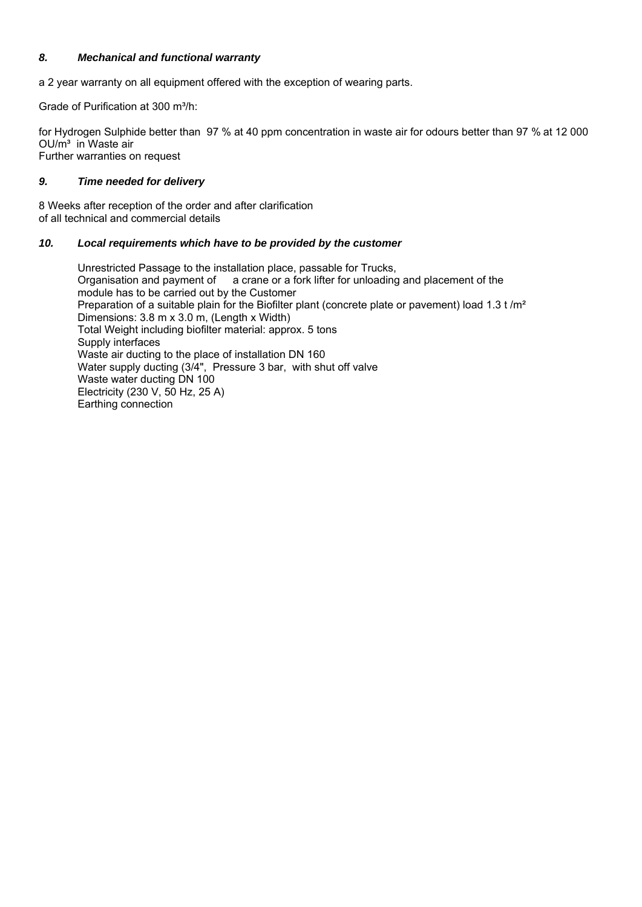### *8. Mechanical and functional warranty*

a 2 year warranty on all equipment offered with the exception of wearing parts.

Grade of Purification at 300 m³/h:

for Hydrogen Sulphide better than 97 % at 40 ppm concentration in waste air for odours better than 97 % at 12 000 OU/m³ in Waste air
Further warranties on request

### *9. Time needed for delivery*

8 Weeks after reception of the order and after clarification
of all technical and commercial details

### *10. Local requirements which have to be provided by the customer*

Unrestricted Passage to the installation place, passable for Trucks,
Organisation and payment of a crane or a fork lifter for unloading and placement of the module has to be carried out by the Customer
Preparation of a suitable plain for the Biofilter plant (concrete plate or pavement) load 1.3 t /m²
Dimensions: 3.8 m x 3.0 m, (Length x Width)
Total Weight including biofilter material: approx. 5 tons
Supply interfaces
Waste air ducting to the place of installation DN 160
Water supply ducting (3/4", Pressure 3 bar, with shut off valve
Waste water ducting DN 100
Electricity (230 V, 50 Hz, 25 A)
Earthing connection